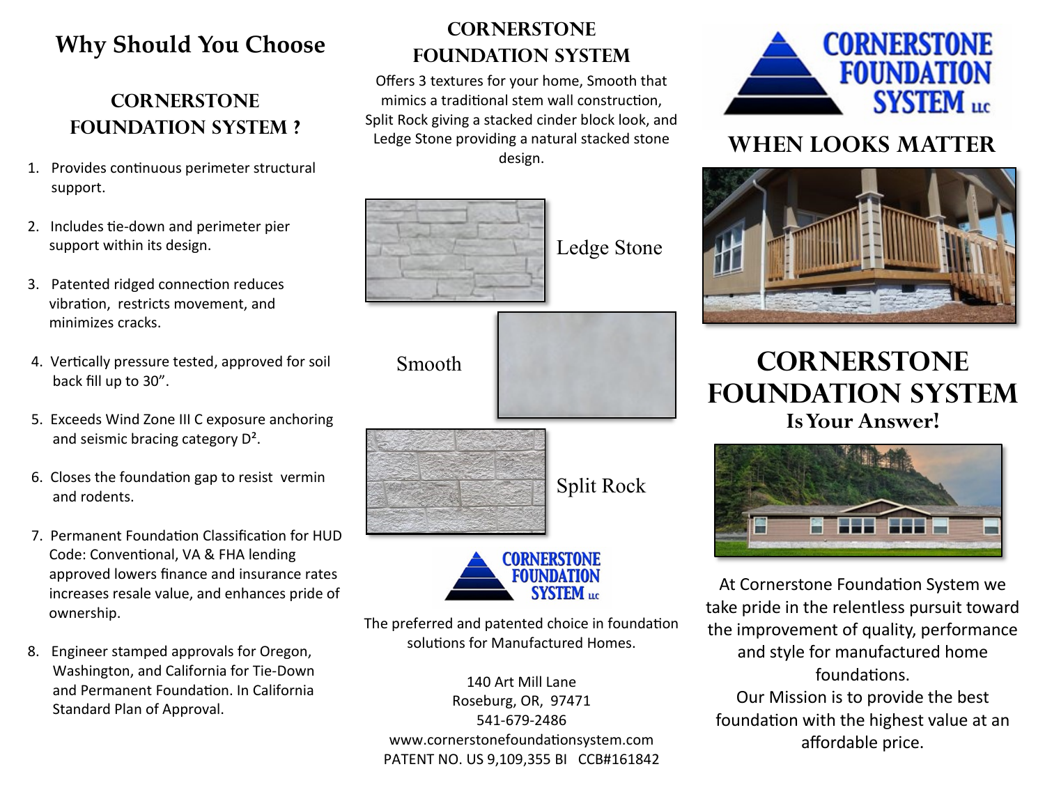## Why Should You Choose

### CORNERSTONE FOUNDATION SYSTEM ?

1. Provides continuous perimeter structural support.
2. Includes tie-down and perimeter pier support within its design.
3. Patented ridged connection reduces vibration, restricts movement, and minimizes cracks.
4. Vertically pressure tested, approved for soil back fill up to 30”.
5. Exceeds Wind Zone III C exposure anchoring and seismic bracing category $D^2$.
6. Closes the foundation gap to resist vermin and rodents.
7. Permanent Foundation Classification for HUD Code: Conventional, VA & FHA lending approved lowers finance and insurance rates increases resale value, and enhances pride of ownership.
8. Engineer stamped approvals for Oregon, Washington, and California for Tie-Down and Permanent Foundation. In California Standard Plan of Approval.

### CORNERSTONE FOUNDATION SYSTEM

Offers 3 textures for your home, Smooth that mimics a traditional stem wall construction, Split Rock giving a stacked cinder block look, and Ledge Stone providing a natural stacked stone design.

Ledge Stone

Smooth

Split Rock

CORNERSTONE FOUNDATION SYSTEM LLC

The preferred and patented choice in foundation solutions for Manufactured Homes.

140 Art Mill Lane
Roseburg, OR, 97471
541-679-2486
www.cornerstonefoundationsystem.com
PATENT NO. US 9,109,355 BI CCB#161842

CORNERSTONE FOUNDATION SYSTEM LLC

## WHEN LOOKS MATTER

## CORNERSTONE FOUNDATION SYSTEM

### Is Your Answer!

At Cornerstone Foundation System we take pride in the relentless pursuit toward the improvement of quality, performance and style for manufactured home foundations.
Our Mission is to provide the best foundation with the highest value at an affordable price.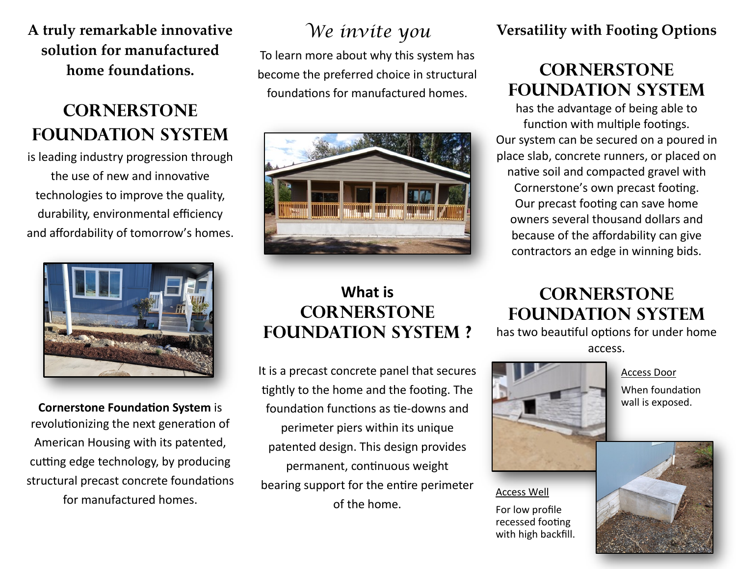**A truly remarkable innovative solution for manufactured home foundations.**

## CORNERSTONE FOUNDATION SYSTEM

is leading industry progression through the use of new and innovative technologies to improve the quality, durability, environmental efficiency and affordability of tomorrow's homes.

**Cornerstone Foundation System** is revolutionizing the next generation of American Housing with its patented, cutting edge technology, by producing structural precast concrete foundations for manufactured homes.

## *We invite you*

To learn more about why this system has become the preferred choice in structural foundations for manufactured homes.

## What is CORNERSTONE FOUNDATION SYSTEM ?

It is a precast concrete panel that secures tightly to the home and the footing. The foundation functions as tie-downs and perimeter piers within its unique patented design. This design provides permanent, continuous weight bearing support for the entire perimeter of the home.

**Versatility with Footing Options**

## CORNERSTONE FOUNDATION SYSTEM

has the advantage of being able to function with multiple footings. Our system can be secured on a poured in place slab, concrete runners, or placed on native soil and compacted gravel with Cornerstone's own precast footing. Our precast footing can save home owners several thousand dollars and because of the affordability can give contractors an edge in winning bids.

## CORNERSTONE FOUNDATION SYSTEM

has two beautiful options for under home access.

Access Door

When foundation wall is exposed.

Access Well

For low profile recessed footing with high backfill.